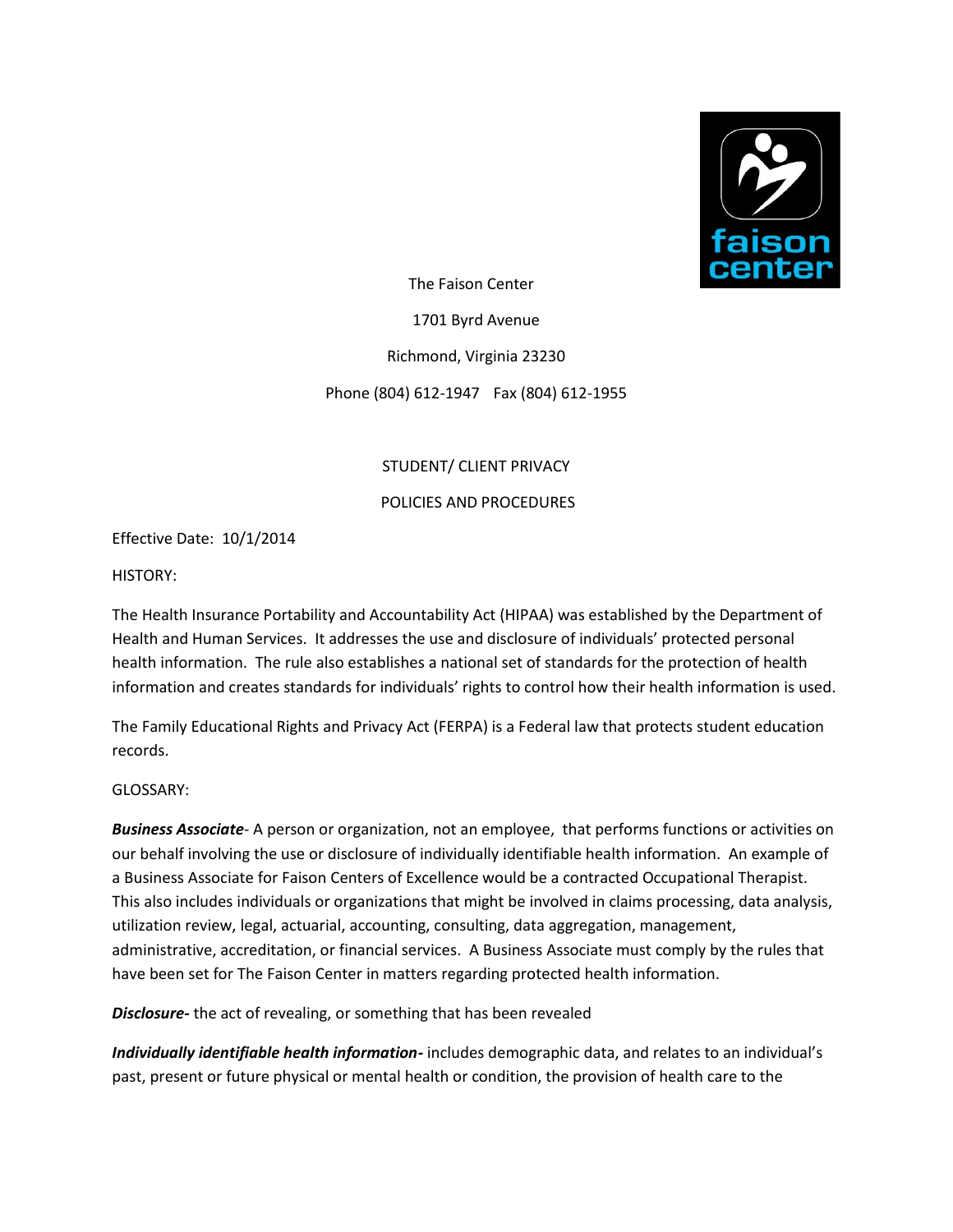The Faison Center

1701 Byrd Avenue

Richmond, Virginia 23230

Phone (804) 612-1947 Fax (804) 612-1955

# STUDENT/ CLIENT PRIVACY

# POLICIES AND PROCEDURES

Effective Date: 10/1/2014

HISTORY:

The Health Insurance Portability and Accountability Act (HIPAA) was established by the Department of Health and Human Services. It addresses the use and disclosure of individuals' protected personal health information. The rule also establishes a national set of standards for the protection of health information and creates standards for individuals' rights to control how their health information is used.

The Family Educational Rights and Privacy Act (FERPA) is a Federal law that protects student education records.

GLOSSARY:

***Business Associate***- A person or organization, not an employee, that performs functions or activities on our behalf involving the use or disclosure of individually identifiable health information. An example of a Business Associate for Faison Centers of Excellence would be a contracted Occupational Therapist. This also includes individuals or organizations that might be involved in claims processing, data analysis, utilization review, legal, actuarial, accounting, consulting, data aggregation, management, administrative, accreditation, or financial services. A Business Associate must comply by the rules that have been set for The Faison Center in matters regarding protected health information.

***Disclosure-*** the act of revealing, or something that has been revealed

***Individually identifiable health information-*** includes demographic data, and relates to an individual's past, present or future physical or mental health or condition, the provision of health care to the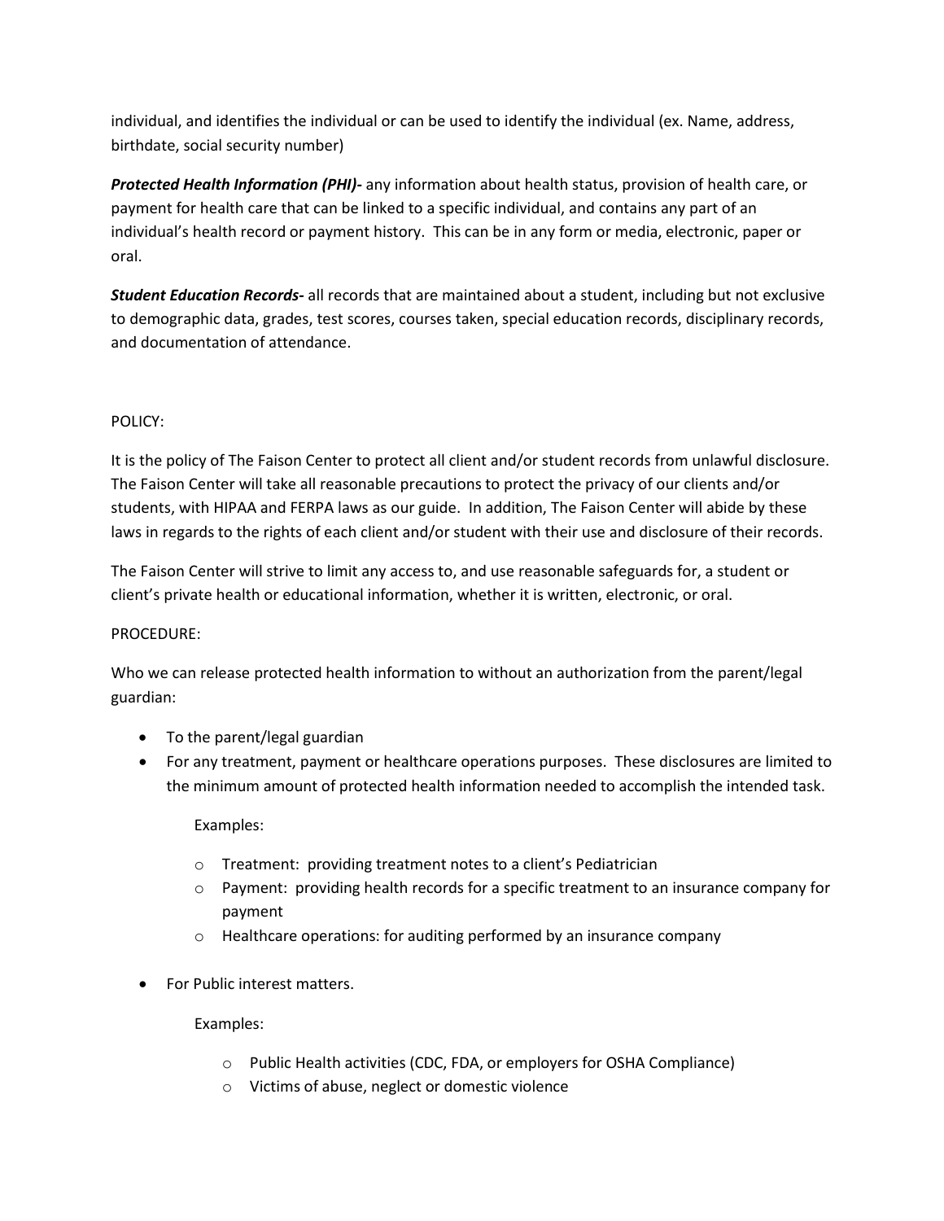individual, and identifies the individual or can be used to identify the individual (ex. Name, address, birthdate, social security number)

***Protected Health Information (PHI)-*** any information about health status, provision of health care, or payment for health care that can be linked to a specific individual, and contains any part of an individual's health record or payment history. This can be in any form or media, electronic, paper or oral.

***Student Education Records-*** all records that are maintained about a student, including but not exclusive to demographic data, grades, test scores, courses taken, special education records, disciplinary records, and documentation of attendance.

POLICY:

It is the policy of The Faison Center to protect all client and/or student records from unlawful disclosure. The Faison Center will take all reasonable precautions to protect the privacy of our clients and/or students, with HIPAA and FERPA laws as our guide. In addition, The Faison Center will abide by these laws in regards to the rights of each client and/or student with their use and disclosure of their records.

The Faison Center will strive to limit any access to, and use reasonable safeguards for, a student or client's private health or educational information, whether it is written, electronic, or oral.

PROCEDURE:

Who we can release protected health information to without an authorization from the parent/legal guardian:

- To the parent/legal guardian
- For any treatment, payment or healthcare operations purposes. These disclosures are limited to the minimum amount of protected health information needed to accomplish the intended task.

  Examples:

  - Treatment: providing treatment notes to a client's Pediatrician
  - Payment: providing health records for a specific treatment to an insurance company for payment
  - Healthcare operations: for auditing performed by an insurance company

- For Public interest matters.

  Examples:

  - Public Health activities (CDC, FDA, or employers for OSHA Compliance)
  - Victims of abuse, neglect or domestic violence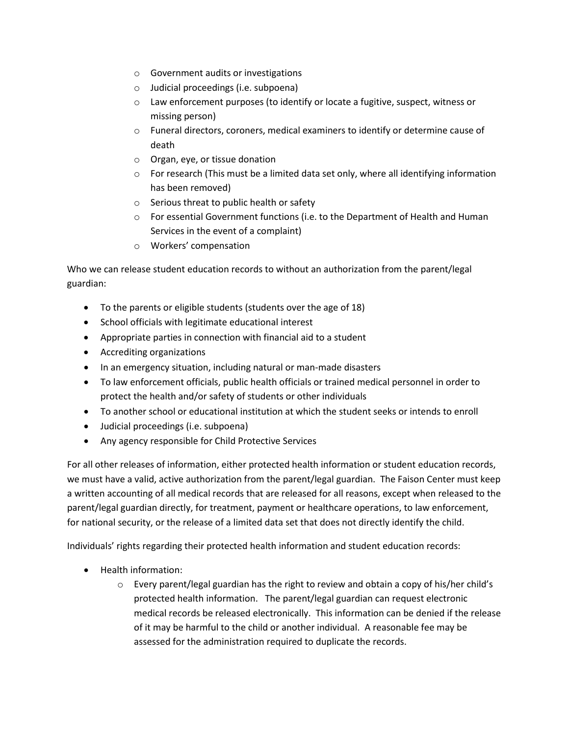- Government audits or investigations
  - Judicial proceedings (i.e. subpoena)
  - Law enforcement purposes (to identify or locate a fugitive, suspect, witness or missing person)
  - Funeral directors, coroners, medical examiners to identify or determine cause of death
  - Organ, eye, or tissue donation
  - For research (This must be a limited data set only, where all identifying information has been removed)
  - Serious threat to public health or safety
  - For essential Government functions (i.e. to the Department of Health and Human Services in the event of a complaint)
  - Workers' compensation

Who we can release student education records to without an authorization from the parent/legal guardian:

- To the parents or eligible students (students over the age of 18)
- School officials with legitimate educational interest
- Appropriate parties in connection with financial aid to a student
- Accrediting organizations
- In an emergency situation, including natural or man-made disasters
- To law enforcement officials, public health officials or trained medical personnel in order to protect the health and/or safety of students or other individuals
- To another school or educational institution at which the student seeks or intends to enroll
- Judicial proceedings (i.e. subpoena)
- Any agency responsible for Child Protective Services

For all other releases of information, either protected health information or student education records, we must have a valid, active authorization from the parent/legal guardian. The Faison Center must keep a written accounting of all medical records that are released for all reasons, except when released to the parent/legal guardian directly, for treatment, payment or healthcare operations, to law enforcement, for national security, or the release of a limited data set that does not directly identify the child.

Individuals' rights regarding their protected health information and student education records:

- Health information:
  - Every parent/legal guardian has the right to review and obtain a copy of his/her child's protected health information. The parent/legal guardian can request electronic medical records be released electronically. This information can be denied if the release of it may be harmful to the child or another individual. A reasonable fee may be assessed for the administration required to duplicate the records.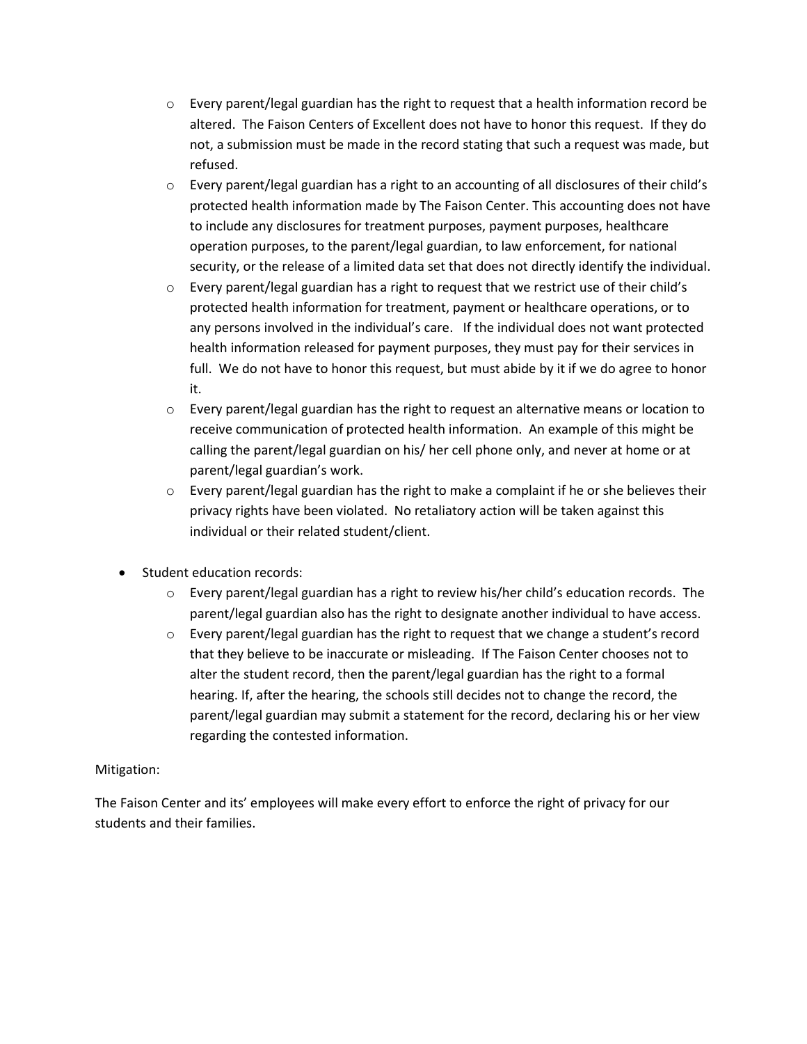- Every parent/legal guardian has the right to request that a health information record be altered. The Faison Centers of Excellent does not have to honor this request. If they do not, a submission must be made in the record stating that such a request was made, but refused.
  - Every parent/legal guardian has a right to an accounting of all disclosures of their child's protected health information made by The Faison Center. This accounting does not have to include any disclosures for treatment purposes, payment purposes, healthcare operation purposes, to the parent/legal guardian, to law enforcement, for national security, or the release of a limited data set that does not directly identify the individual.
  - Every parent/legal guardian has a right to request that we restrict use of their child's protected health information for treatment, payment or healthcare operations, or to any persons involved in the individual's care. If the individual does not want protected health information released for payment purposes, they must pay for their services in full. We do not have to honor this request, but must abide by it if we do agree to honor it.
  - Every parent/legal guardian has the right to request an alternative means or location to receive communication of protected health information. An example of this might be calling the parent/legal guardian on his/ her cell phone only, and never at home or at parent/legal guardian's work.
  - Every parent/legal guardian has the right to make a complaint if he or she believes their privacy rights have been violated. No retaliatory action will be taken against this individual or their related student/client.

- Student education records:
  - Every parent/legal guardian has a right to review his/her child's education records. The parent/legal guardian also has the right to designate another individual to have access.
  - Every parent/legal guardian has the right to request that we change a student's record that they believe to be inaccurate or misleading. If The Faison Center chooses not to alter the student record, then the parent/legal guardian has the right to a formal hearing. If, after the hearing, the schools still decides not to change the record, the parent/legal guardian may submit a statement for the record, declaring his or her view regarding the contested information.

Mitigation:

The Faison Center and its' employees will make every effort to enforce the right of privacy for our students and their families.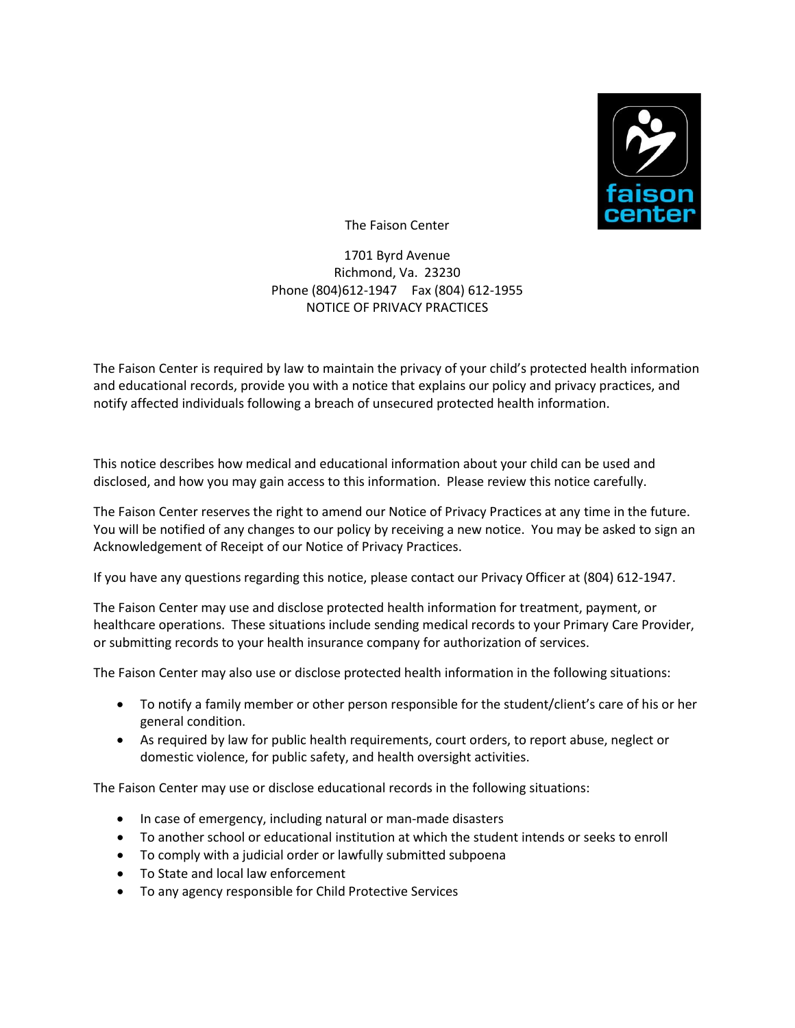The Faison Center

1701 Byrd Avenue
Richmond, Va. 23230
Phone (804)612-1947 Fax (804) 612-1955
NOTICE OF PRIVACY PRACTICES

The Faison Center is required by law to maintain the privacy of your child's protected health information and educational records, provide you with a notice that explains our policy and privacy practices, and notify affected individuals following a breach of unsecured protected health information.

This notice describes how medical and educational information about your child can be used and disclosed, and how you may gain access to this information. Please review this notice carefully.

The Faison Center reserves the right to amend our Notice of Privacy Practices at any time in the future. You will be notified of any changes to our policy by receiving a new notice. You may be asked to sign an Acknowledgement of Receipt of our Notice of Privacy Practices.

If you have any questions regarding this notice, please contact our Privacy Officer at (804) 612-1947.

The Faison Center may use and disclose protected health information for treatment, payment, or healthcare operations. These situations include sending medical records to your Primary Care Provider, or submitting records to your health insurance company for authorization of services.

The Faison Center may also use or disclose protected health information in the following situations:

- To notify a family member or other person responsible for the student/client's care of his or her general condition.
- As required by law for public health requirements, court orders, to report abuse, neglect or domestic violence, for public safety, and health oversight activities.

The Faison Center may use or disclose educational records in the following situations:

- In case of emergency, including natural or man-made disasters
- To another school or educational institution at which the student intends or seeks to enroll
- To comply with a judicial order or lawfully submitted subpoena
- To State and local law enforcement
- To any agency responsible for Child Protective Services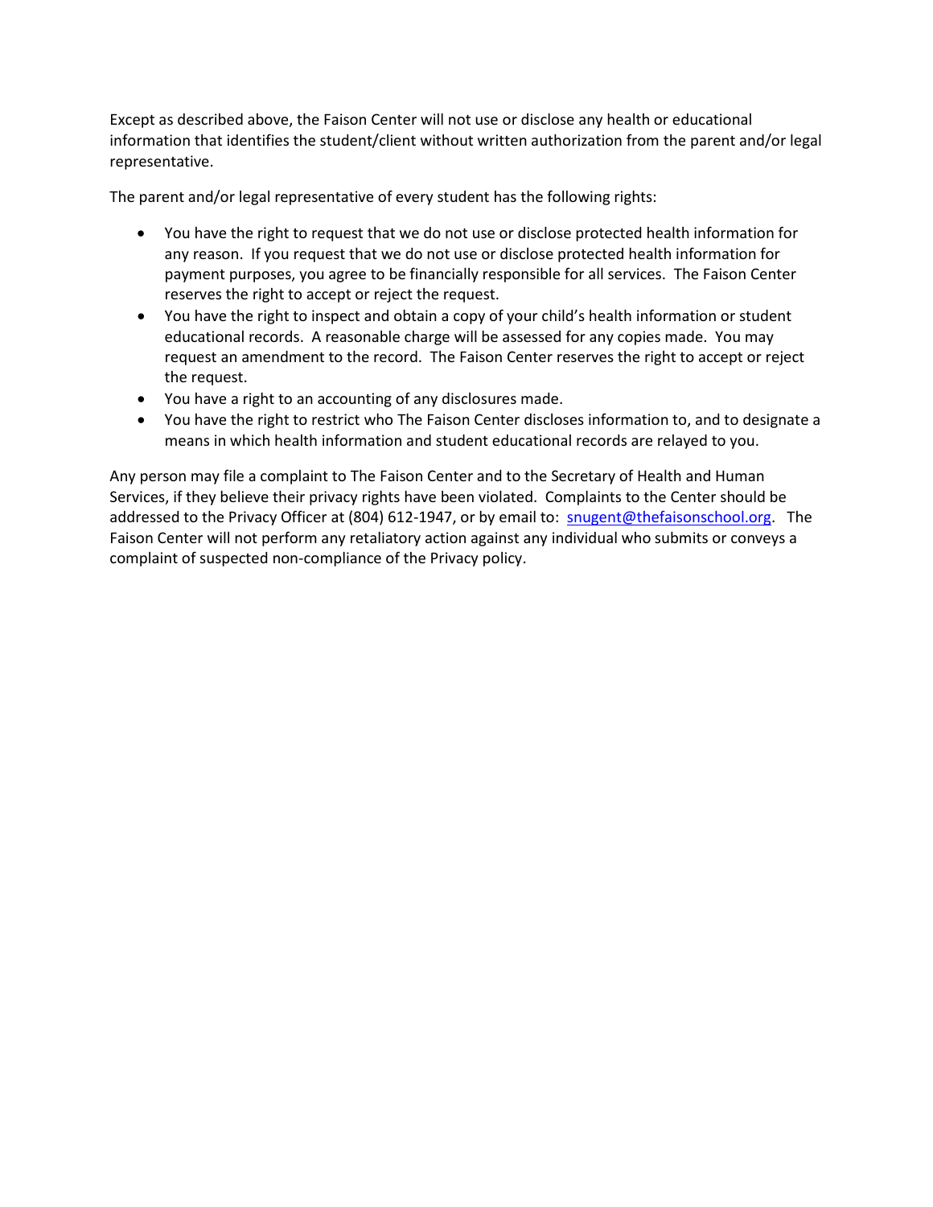Except as described above, the Faison Center will not use or disclose any health or educational information that identifies the student/client without written authorization from the parent and/or legal representative.

The parent and/or legal representative of every student has the following rights:

- You have the right to request that we do not use or disclose protected health information for any reason. If you request that we do not use or disclose protected health information for payment purposes, you agree to be financially responsible for all services. The Faison Center reserves the right to accept or reject the request.
- You have the right to inspect and obtain a copy of your child's health information or student educational records. A reasonable charge will be assessed for any copies made. You may request an amendment to the record. The Faison Center reserves the right to accept or reject the request.
- You have a right to an accounting of any disclosures made.
- You have the right to restrict who The Faison Center discloses information to, and to designate a means in which health information and student educational records are relayed to you.

Any person may file a complaint to The Faison Center and to the Secretary of Health and Human Services, if they believe their privacy rights have been violated. Complaints to the Center should be addressed to the Privacy Officer at (804) 612-1947, or by email to: snugent@thefaisonschool.org. The Faison Center will not perform any retaliatory action against any individual who submits or conveys a complaint of suspected non-compliance of the Privacy policy.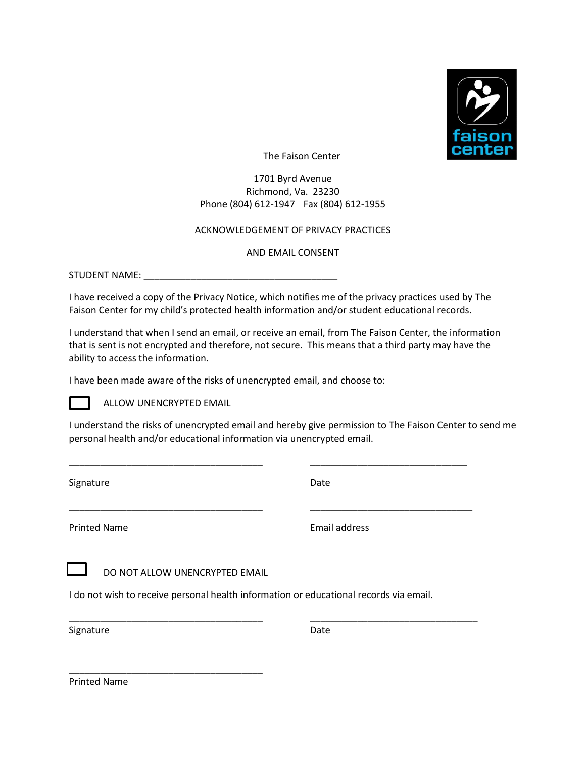The Faison Center

1701 Byrd Avenue
Richmond, Va. 23230
Phone (804) 612-1947 Fax (804) 612-1955

## ACKNOWLEDGEMENT OF PRIVACY PRACTICES

## AND EMAIL CONSENT

STUDENT NAME: ____________________________________

I have received a copy of the Privacy Notice, which notifies me of the privacy practices used by The Faison Center for my child's protected health information and/or student educational records.

I understand that when I send an email, or receive an email, from The Faison Center, the information that is sent is not encrypted and therefore, not secure. This means that a third party may have the ability to access the information.

I have been made aware of the risks of unencrypted email, and choose to:

☐ ALLOW UNENCRYPTED EMAIL

I understand the risks of unencrypted email and hereby give permission to The Faison Center to send me personal health and/or educational information via unencrypted email.

____________________________________ ______________________________

Signature Date

____________________________________ ______________________________

Printed Name Email address

☐ DO NOT ALLOW UNENCRYPTED EMAIL

I do not wish to receive personal health information or educational records via email.

____________________________________ ______________________________

Signature Date

____________________________________

Printed Name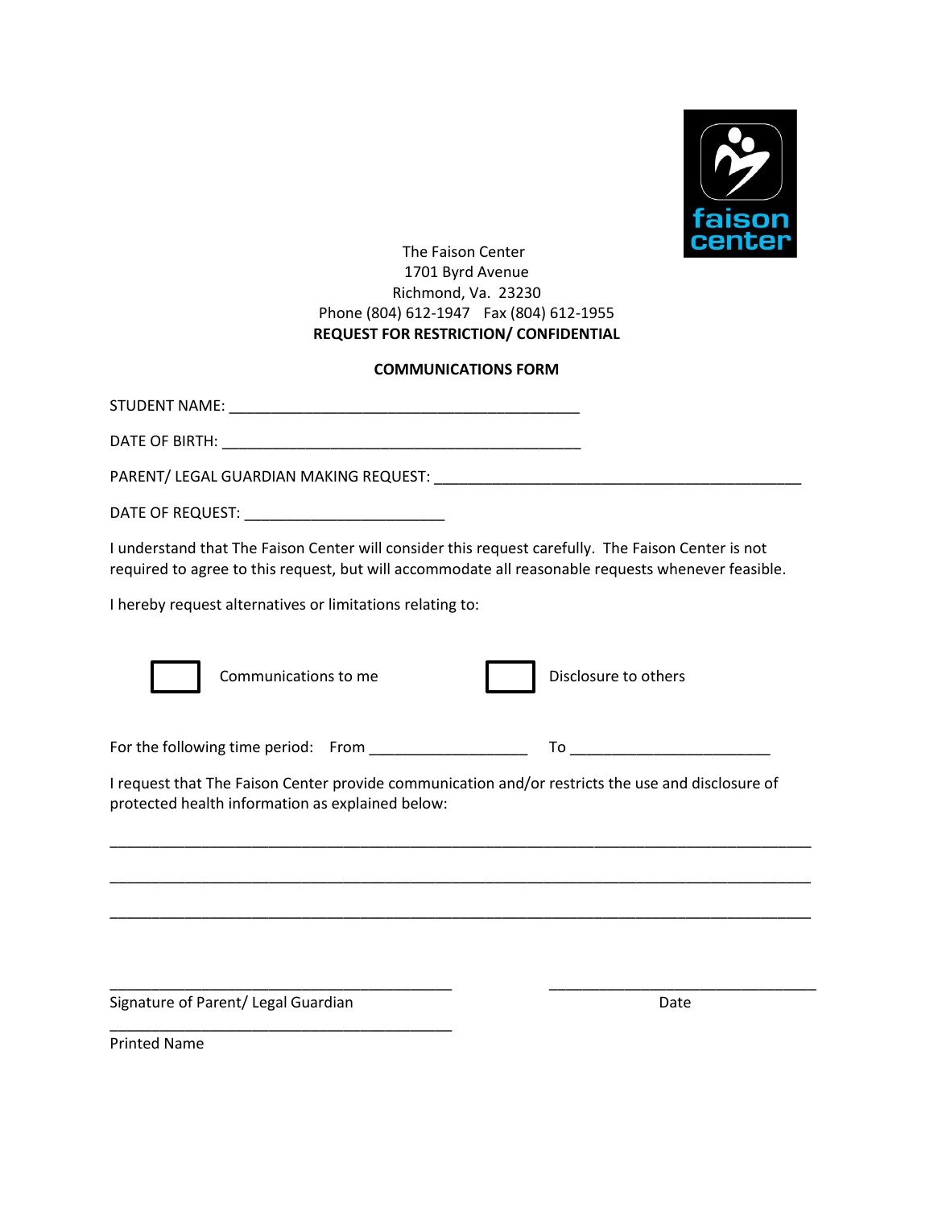The Faison Center
1701 Byrd Avenue
Richmond, Va. 23230
Phone (804) 612-1947 Fax (804) 612-1955

**REQUEST FOR RESTRICTION/ CONFIDENTIAL**

**COMMUNICATIONS FORM**

STUDENT NAME: ___________________________________________

DATE OF BIRTH: ____________________________________________

PARENT/ LEGAL GUARDIAN MAKING REQUEST: ____________________________________________

DATE OF REQUEST: ________________________

I understand that The Faison Center will consider this request carefully. The Faison Center is not required to agree to this request, but will accommodate all reasonable requests whenever feasible.

I hereby request alternatives or limitations relating to:

☐ Communications to me ☐ Disclosure to others

For the following time period: From ___________________ To ________________________

I request that The Faison Center provide communication and/or restricts the use and disclosure of protected health information as explained below:

_____________________________________________________________________________________

_____________________________________________________________________________________

_____________________________________________________________________________________

__________________________________________ ________________________________

Signature of Parent/ Legal Guardian Date

__________________________________________

Printed Name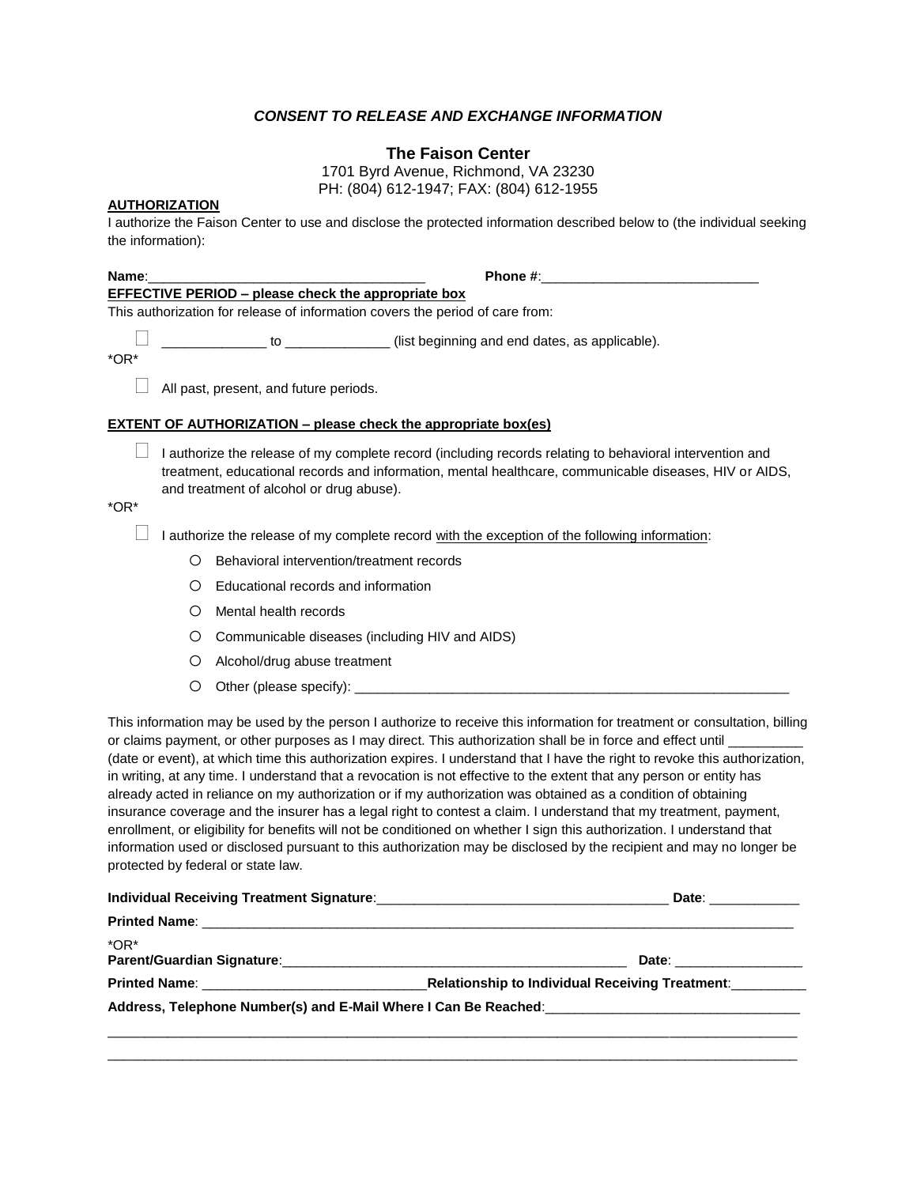***CONSENT TO RELEASE AND EXCHANGE INFORMATION***

**The Faison Center**
1701 Byrd Avenue, Richmond, VA 23230
PH: (804) 612-1947; FAX: (804) 612-1955

**AUTHORIZATION**

I authorize the Faison Center to use and disclose the protected information described below to (the individual seeking the information):

**Name**:_____________________________________ **Phone #**:_____________________________

**EFFECTIVE PERIOD – please check the appropriate box**

This authorization for release of information covers the period of care from:

☐ ______________ to ______________ (list beginning and end dates, as applicable).

*OR*

☐ All past, present, and future periods.

**EXTENT OF AUTHORIZATION – please check the appropriate box(es)**

☐ I authorize the release of my complete record (including records relating to behavioral intervention and treatment, educational records and information, mental healthcare, communicable diseases, HIV or AIDS, and treatment of alcohol or drug abuse).

*OR*

☐ I authorize the release of my complete record with the exception of the following information:

- ○ Behavioral intervention/treatment records
- ○ Educational records and information
- ○ Mental health records
- ○ Communicable diseases (including HIV and AIDS)
- ○ Alcohol/drug abuse treatment
- ○ Other (please specify): ___________________________________________________________

This information may be used by the person I authorize to receive this information for treatment or consultation, billing or claims payment, or other purposes as I may direct. This authorization shall be in force and effect until __________ (date or event), at which time this authorization expires. I understand that I have the right to revoke this authorization, in writing, at any time. I understand that a revocation is not effective to the extent that any person or entity has already acted in reliance on my authorization or if my authorization was obtained as a condition of obtaining insurance coverage and the insurer has a legal right to contest a claim. I understand that my treatment, payment, enrollment, or eligibility for benefits will not be conditioned on whether I sign this authorization. I understand that information used or disclosed pursuant to this authorization may be disclosed by the recipient and may no longer be protected by federal or state law.

**Individual Receiving Treatment Signature**:______________________________________ **Date**: ____________

**Printed Name**: ____________________________________________________________________________

*OR*

**Parent/Guardian Signature**:_______________________________________________ **Date**: _________________

**Printed Name**: ______________________________**Relationship to Individual Receiving Treatment**:__________

**Address, Telephone Number(s) and E-Mail Where I Can Be Reached**:_________________________________

_____________________________________________________________________________________________

_____________________________________________________________________________________________